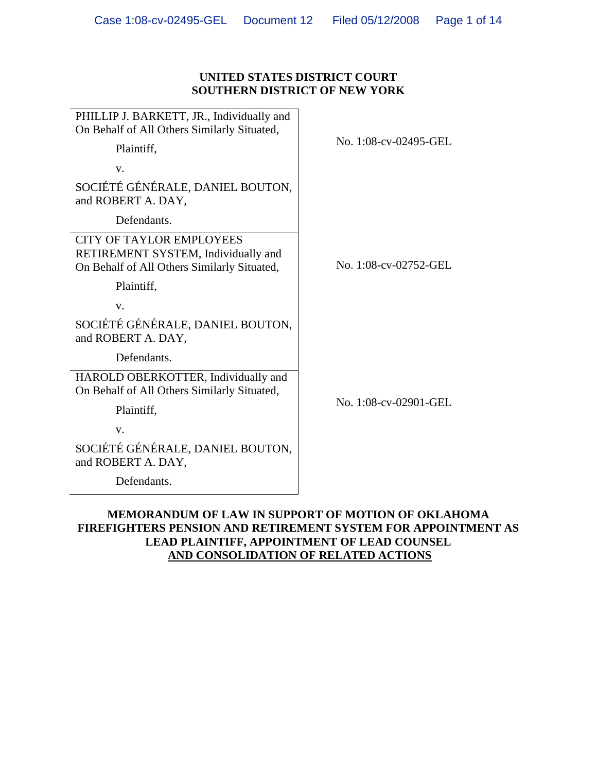# UNITED STATES DISTRICT COURT
# SOUTHERN DISTRICT OF NEW YORK

| | |
|---|---|
| PHILLIP J. BARKETT, JR., Individually and On Behalf of All Others Similarly Situated,<br><br>Plaintiff,<br><br>v.<br><br>SOCIÉTÉ GÉNÉRALE, DANIEL BOUTON, and ROBERT A. DAY,<br><br>Defendants. | No. 1:08-cv-02495-GEL |
| CITY OF TAYLOR EMPLOYEES RETIREMENT SYSTEM, Individually and On Behalf of All Others Similarly Situated,<br><br>Plaintiff,<br><br>v.<br><br>SOCIÉTÉ GÉNÉRALE, DANIEL BOUTON, and ROBERT A. DAY,<br><br>Defendants. | No. 1:08-cv-02752-GEL |
| HAROLD OBERKOTTER, Individually and On Behalf of All Others Similarly Situated,<br><br>Plaintiff,<br><br>v.<br><br>SOCIÉTÉ GÉNÉRALE, DANIEL BOUTON, and ROBERT A. DAY,<br><br>Defendants. | No. 1:08-cv-02901-GEL |

## MEMORANDUM OF LAW IN SUPPORT OF MOTION OF OKLAHOMA FIREFIGHTERS PENSION AND RETIREMENT SYSTEM FOR APPOINTMENT AS LEAD PLAINTIFF, APPOINTMENT OF LEAD COUNSEL AND CONSOLIDATION OF RELATED ACTIONS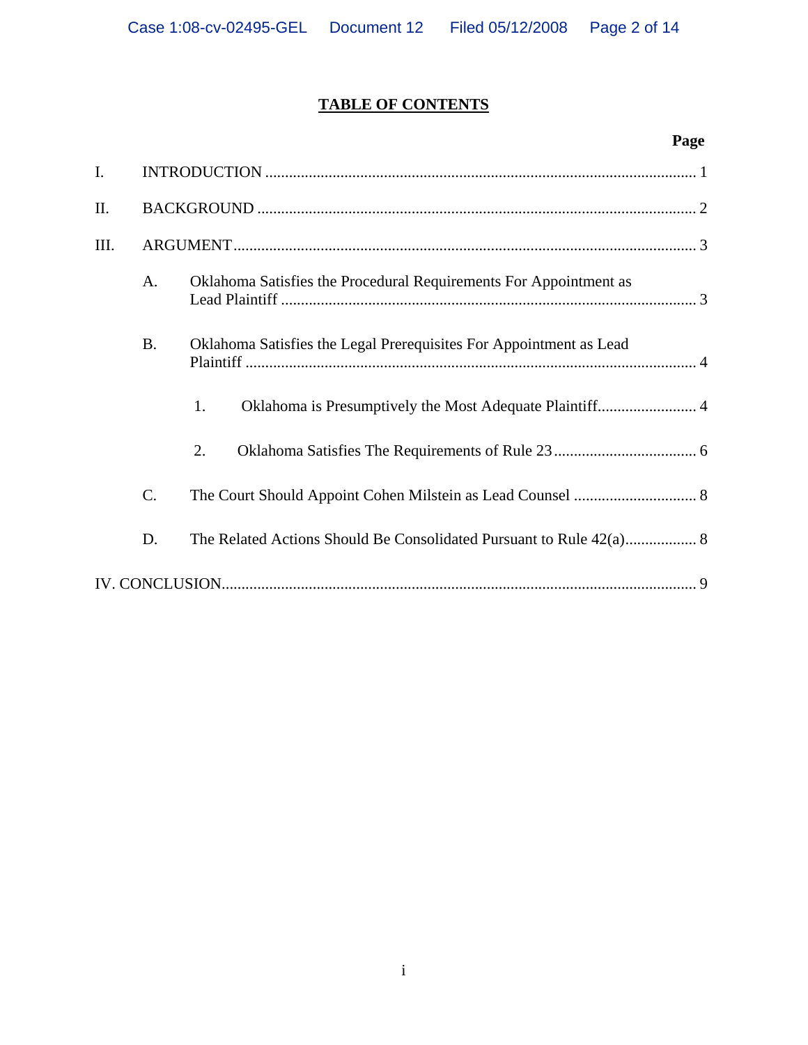## TABLE OF CONTENTS

| | | Page |
|---|---|---|
| I. | INTRODUCTION | 1 |
| II. | BACKGROUND | 2 |
| III. | ARGUMENT | 3 |
| | A. Oklahoma Satisfies the Procedural Requirements For Appointment as Lead Plaintiff | 3 |
| | B. Oklahoma Satisfies the Legal Prerequisites For Appointment as Lead Plaintiff | 4 |
| | 1. Oklahoma is Presumptively the Most Adequate Plaintiff | 4 |
| | 2. Oklahoma Satisfies The Requirements of Rule 23 | 6 |
| | C. The Court Should Appoint Cohen Milstein as Lead Counsel | 8 |
| | D. The Related Actions Should Be Consolidated Pursuant to Rule 42(a) | 8 |
| IV. | CONCLUSION | 9 |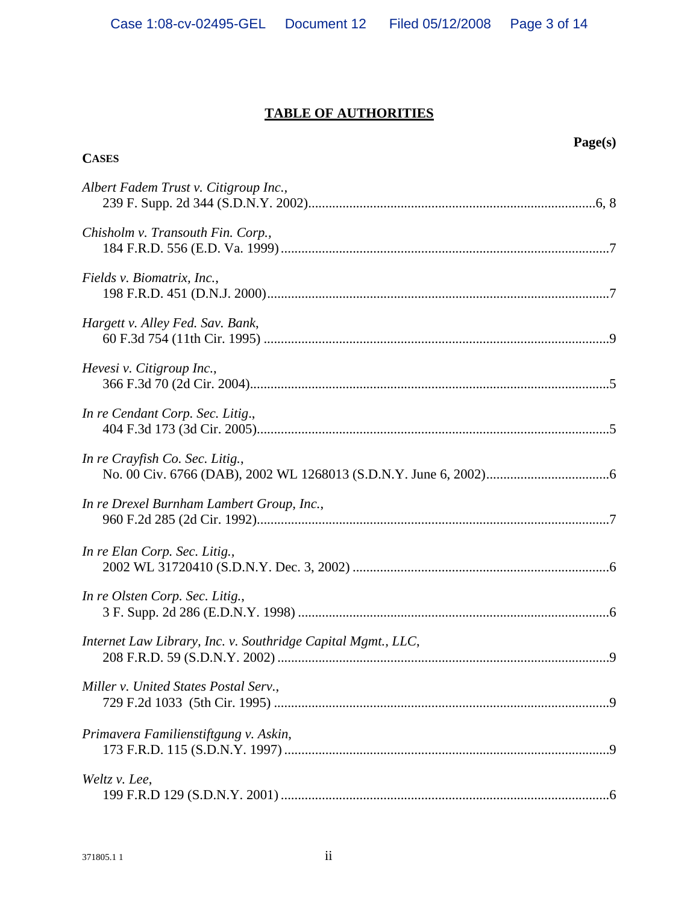# TABLE OF AUTHORITIES

**CASES** — **Page(s)**

*Albert Fadem Trust v. Citigroup Inc.*,
239 F. Supp. 2d 344 (S.D.N.Y. 2002) ........................................ 6, 8

*Chisholm v. Transouth Fin. Corp.*,
184 F.R.D. 556 (E.D. Va. 1999) ........................................ 7

*Fields v. Biomatrix, Inc.*,
198 F.R.D. 451 (D.N.J. 2000) ........................................ 7

*Hargett v. Alley Fed. Sav. Bank*,
60 F.3d 754 (11th Cir. 1995) ........................................ 9

*Hevesi v. Citigroup Inc.*,
366 F.3d 70 (2d Cir. 2004) ........................................ 5

*In re Cendant Corp. Sec. Litig*.,
404 F.3d 173 (3d Cir. 2005) ........................................ 5

*In re Crayfish Co. Sec. Litig.*,
No. 00 Civ. 6766 (DAB), 2002 WL 1268013 (S.D.N.Y. June 6, 2002) ........................................ 6

*In re Drexel Burnham Lambert Group, Inc.*,
960 F.2d 285 (2d Cir. 1992) ........................................ 7

*In re Elan Corp. Sec. Litig.*,
2002 WL 31720410 (S.D.N.Y. Dec. 3, 2002) ........................................ 6

*In re Olsten Corp. Sec. Litig.*,
3 F. Supp. 2d 286 (E.D.N.Y. 1998) ........................................ 6

*Internet Law Library, Inc. v. Southridge Capital Mgmt., LLC*,
208 F.R.D. 59 (S.D.N.Y. 2002) ........................................ 9

*Miller v. United States Postal Serv.*,
729 F.2d 1033 (5th Cir. 1995) ........................................ 9

*Primavera Familienstiftgung v. Askin*,
173 F.R.D. 115 (S.D.N.Y. 1997) ........................................ 9

*Weltz v. Lee*,
199 F.R.D 129 (S.D.N.Y. 2001) ........................................ 6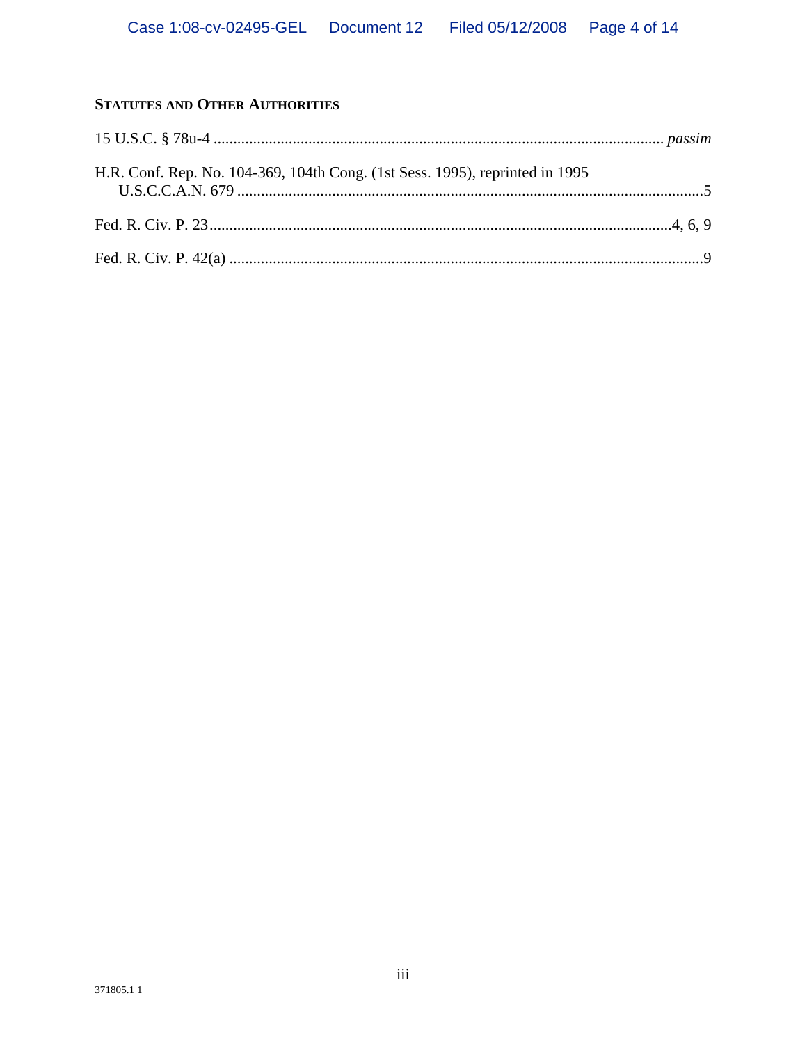**STATUTES AND OTHER AUTHORITIES**

15 U.S.C. § 78u-4 ................................................................................................................. *passim*

H.R. Conf. Rep. No. 104-369, 104th Cong. (1st Sess. 1995), reprinted in 1995 U.S.C.C.A.N. 679 .......................................................................................................................5

Fed. R. Civ. P. 23....................................................................................................................4, 6, 9

Fed. R. Civ. P. 42(a) .......................................................................................................................9

371805.1 1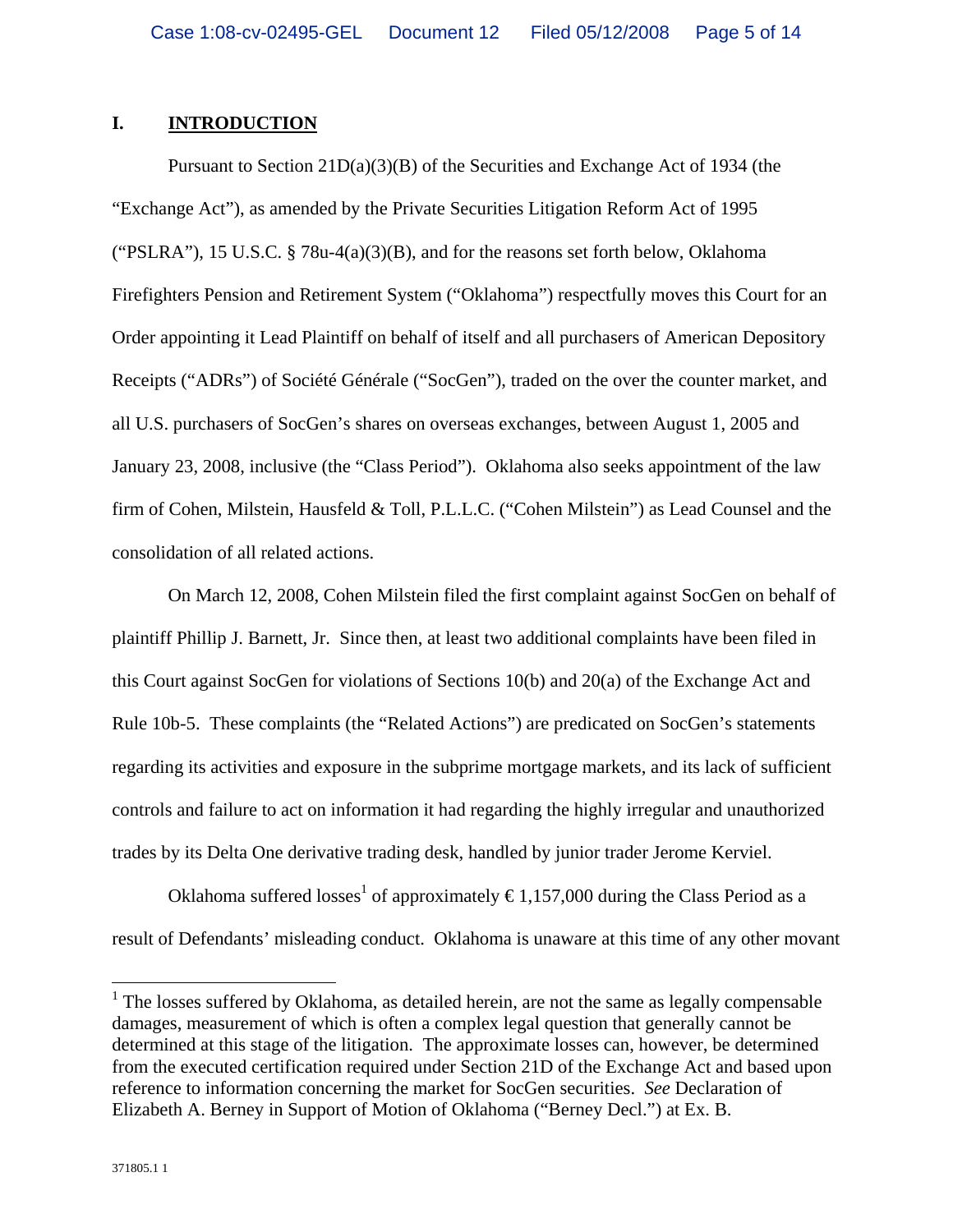## I. INTRODUCTION

Pursuant to Section 21D(a)(3)(B) of the Securities and Exchange Act of 1934 (the "Exchange Act"), as amended by the Private Securities Litigation Reform Act of 1995 ("PSLRA"), 15 U.S.C. § 78u-4(a)(3)(B), and for the reasons set forth below, Oklahoma Firefighters Pension and Retirement System ("Oklahoma") respectfully moves this Court for an Order appointing it Lead Plaintiff on behalf of itself and all purchasers of American Depository Receipts ("ADRs") of Société Générale ("SocGen"), traded on the over the counter market, and all U.S. purchasers of SocGen's shares on overseas exchanges, between August 1, 2005 and January 23, 2008, inclusive (the "Class Period"). Oklahoma also seeks appointment of the law firm of Cohen, Milstein, Hausfeld & Toll, P.L.L.C. ("Cohen Milstein") as Lead Counsel and the consolidation of all related actions.

On March 12, 2008, Cohen Milstein filed the first complaint against SocGen on behalf of plaintiff Phillip J. Barnett, Jr. Since then, at least two additional complaints have been filed in this Court against SocGen for violations of Sections 10(b) and 20(a) of the Exchange Act and Rule 10b-5. These complaints (the "Related Actions") are predicated on SocGen's statements regarding its activities and exposure in the subprime mortgage markets, and its lack of sufficient controls and failure to act on information it had regarding the highly irregular and unauthorized trades by its Delta One derivative trading desk, handled by junior trader Jerome Kerviel.

Oklahoma suffered losses[1] of approximately € 1,157,000 during the Class Period as a result of Defendants' misleading conduct. Oklahoma is unaware at this time of any other movant

---

[1] The losses suffered by Oklahoma, as detailed herein, are not the same as legally compensable damages, measurement of which is often a complex legal question that generally cannot be determined at this stage of the litigation. The approximate losses can, however, be determined from the executed certification required under Section 21D of the Exchange Act and based upon reference to information concerning the market for SocGen securities. *See* Declaration of Elizabeth A. Berney in Support of Motion of Oklahoma ("Berney Decl.") at Ex. B.

371805.1 1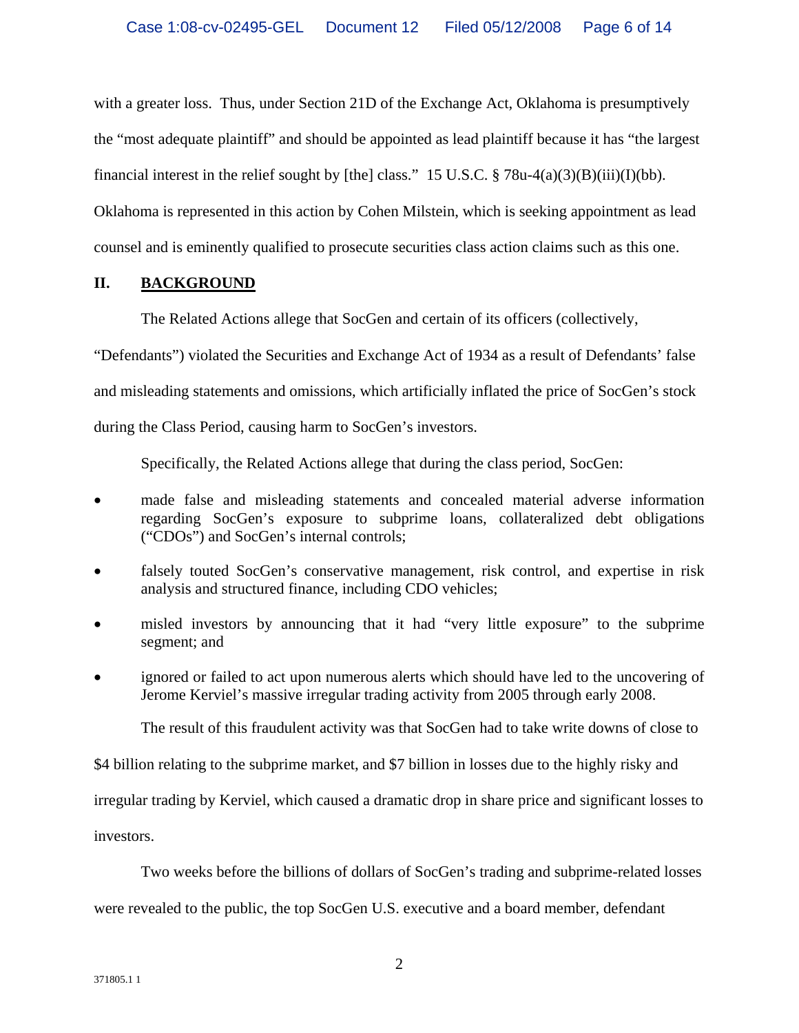with a greater loss. Thus, under Section 21D of the Exchange Act, Oklahoma is presumptively the "most adequate plaintiff" and should be appointed as lead plaintiff because it has "the largest financial interest in the relief sought by [the] class." 15 U.S.C. § 78u-4(a)(3)(B)(iii)(I)(bb). Oklahoma is represented in this action by Cohen Milstein, which is seeking appointment as lead counsel and is eminently qualified to prosecute securities class action claims such as this one.

## II. BACKGROUND

The Related Actions allege that SocGen and certain of its officers (collectively, "Defendants") violated the Securities and Exchange Act of 1934 as a result of Defendants' false and misleading statements and omissions, which artificially inflated the price of SocGen's stock during the Class Period, causing harm to SocGen's investors.

Specifically, the Related Actions allege that during the class period, SocGen:

- made false and misleading statements and concealed material adverse information regarding SocGen's exposure to subprime loans, collateralized debt obligations ("CDOs") and SocGen's internal controls;
- falsely touted SocGen's conservative management, risk control, and expertise in risk analysis and structured finance, including CDO vehicles;
- misled investors by announcing that it had "very little exposure" to the subprime segment; and
- ignored or failed to act upon numerous alerts which should have led to the uncovering of Jerome Kerviel's massive irregular trading activity from 2005 through early 2008.

The result of this fraudulent activity was that SocGen had to take write downs of close to $4 billion relating to the subprime market, and $7 billion in losses due to the highly risky and irregular trading by Kerviel, which caused a dramatic drop in share price and significant losses to investors.

Two weeks before the billions of dollars of SocGen's trading and subprime-related losses were revealed to the public, the top SocGen U.S. executive and a board member, defendant

371805.1 1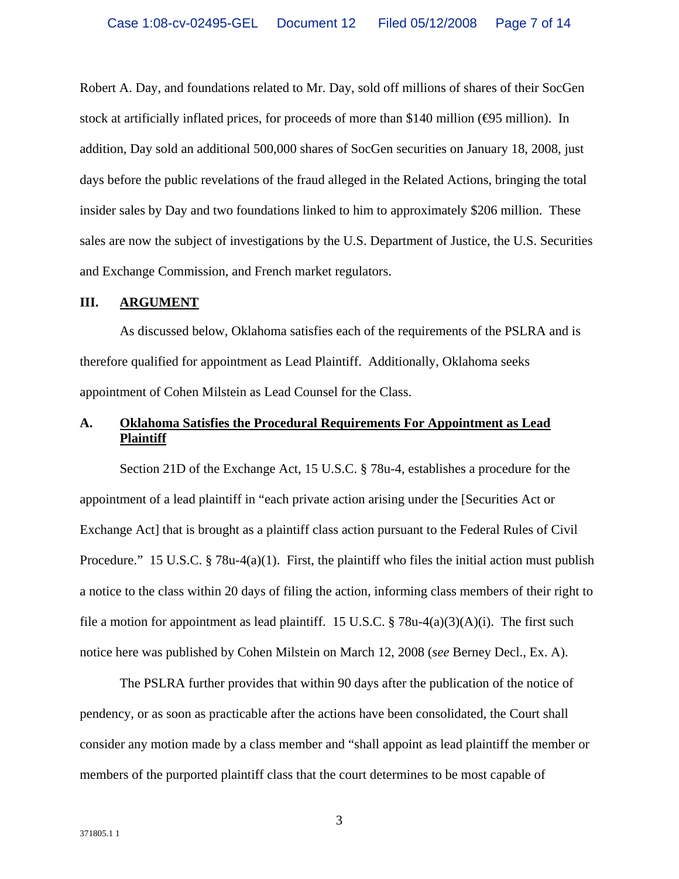Robert A. Day, and foundations related to Mr. Day, sold off millions of shares of their SocGen stock at artificially inflated prices, for proceeds of more than $140 million (€95 million). In addition, Day sold an additional 500,000 shares of SocGen securities on January 18, 2008, just days before the public revelations of the fraud alleged in the Related Actions, bringing the total insider sales by Day and two foundations linked to him to approximately $206 million. These sales are now the subject of investigations by the U.S. Department of Justice, the U.S. Securities and Exchange Commission, and French market regulators.

## III. ARGUMENT

As discussed below, Oklahoma satisfies each of the requirements of the PSLRA and is therefore qualified for appointment as Lead Plaintiff. Additionally, Oklahoma seeks appointment of Cohen Milstein as Lead Counsel for the Class.

### A. Oklahoma Satisfies the Procedural Requirements For Appointment as Lead Plaintiff

Section 21D of the Exchange Act, 15 U.S.C. § 78u-4, establishes a procedure for the appointment of a lead plaintiff in "each private action arising under the [Securities Act or Exchange Act] that is brought as a plaintiff class action pursuant to the Federal Rules of Civil Procedure." 15 U.S.C. § 78u-4(a)(1). First, the plaintiff who files the initial action must publish a notice to the class within 20 days of filing the action, informing class members of their right to file a motion for appointment as lead plaintiff. 15 U.S.C. § 78u-4(a)(3)(A)(i). The first such notice here was published by Cohen Milstein on March 12, 2008 (*see* Berney Decl., Ex. A).

The PSLRA further provides that within 90 days after the publication of the notice of pendency, or as soon as practicable after the actions have been consolidated, the Court shall consider any motion made by a class member and "shall appoint as lead plaintiff the member or members of the purported plaintiff class that the court determines to be most capable of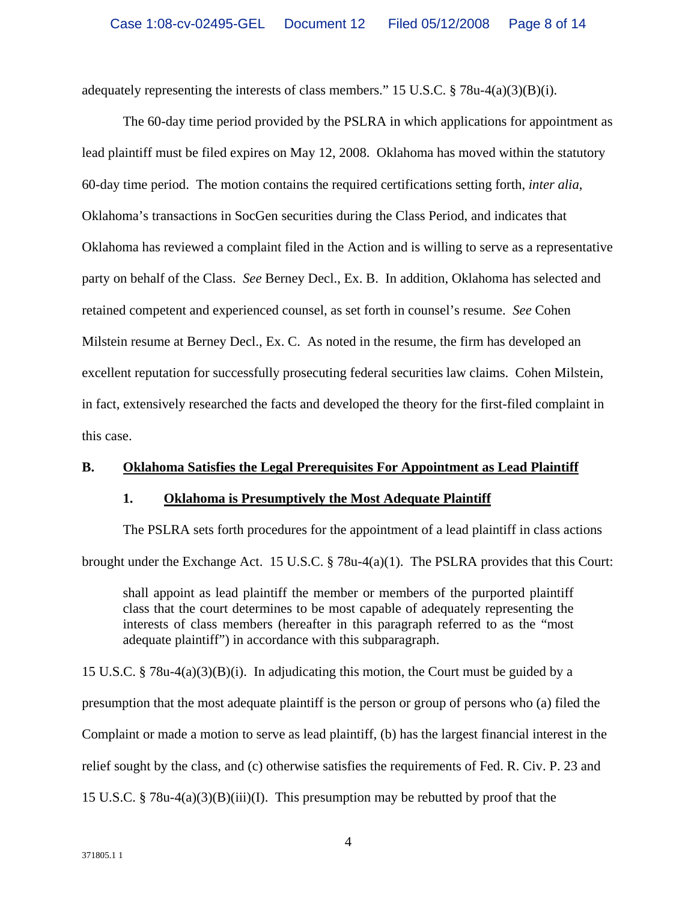adequately representing the interests of class members." 15 U.S.C. § 78u-4(a)(3)(B)(i).

The 60-day time period provided by the PSLRA in which applications for appointment as lead plaintiff must be filed expires on May 12, 2008. Oklahoma has moved within the statutory 60-day time period. The motion contains the required certifications setting forth, *inter alia*, Oklahoma's transactions in SocGen securities during the Class Period, and indicates that Oklahoma has reviewed a complaint filed in the Action and is willing to serve as a representative party on behalf of the Class. *See* Berney Decl., Ex. B. In addition, Oklahoma has selected and retained competent and experienced counsel, as set forth in counsel's resume. *See* Cohen Milstein resume at Berney Decl., Ex. C. As noted in the resume, the firm has developed an excellent reputation for successfully prosecuting federal securities law claims. Cohen Milstein, in fact, extensively researched the facts and developed the theory for the first-filed complaint in this case.

## B. Oklahoma Satisfies the Legal Prerequisites For Appointment as Lead Plaintiff

### 1. Oklahoma is Presumptively the Most Adequate Plaintiff

The PSLRA sets forth procedures for the appointment of a lead plaintiff in class actions brought under the Exchange Act. 15 U.S.C. § 78u-4(a)(1). The PSLRA provides that this Court:

> shall appoint as lead plaintiff the member or members of the purported plaintiff class that the court determines to be most capable of adequately representing the interests of class members (hereafter in this paragraph referred to as the "most adequate plaintiff") in accordance with this subparagraph.

15 U.S.C. § 78u-4(a)(3)(B)(i). In adjudicating this motion, the Court must be guided by a presumption that the most adequate plaintiff is the person or group of persons who (a) filed the Complaint or made a motion to serve as lead plaintiff, (b) has the largest financial interest in the relief sought by the class, and (c) otherwise satisfies the requirements of Fed. R. Civ. P. 23 and 15 U.S.C. § 78u-4(a)(3)(B)(iii)(I). This presumption may be rebutted by proof that the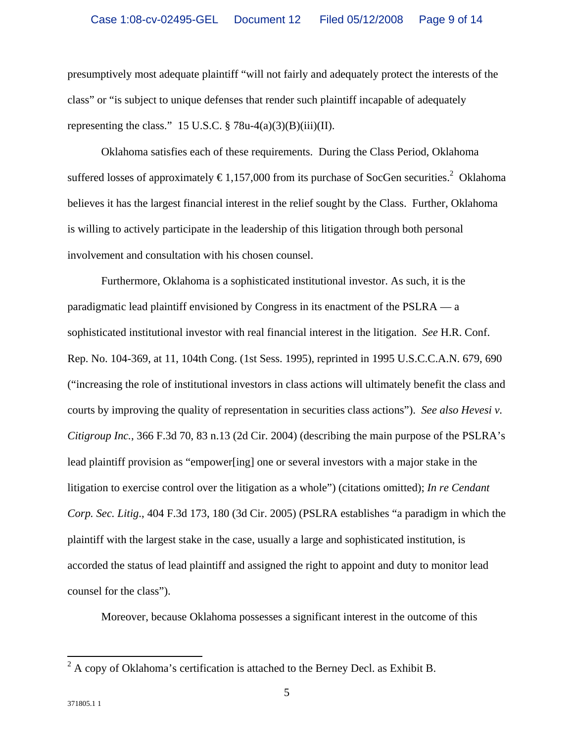presumptively most adequate plaintiff "will not fairly and adequately protect the interests of the class" or "is subject to unique defenses that render such plaintiff incapable of adequately representing the class." 15 U.S.C. § 78u-4(a)(3)(B)(iii)(II).

Oklahoma satisfies each of these requirements. During the Class Period, Oklahoma suffered losses of approximately € 1,157,000 from its purchase of SocGen securities.[2] Oklahoma believes it has the largest financial interest in the relief sought by the Class. Further, Oklahoma is willing to actively participate in the leadership of this litigation through both personal involvement and consultation with his chosen counsel.

Furthermore, Oklahoma is a sophisticated institutional investor. As such, it is the paradigmatic lead plaintiff envisioned by Congress in its enactment of the PSLRA — a sophisticated institutional investor with real financial interest in the litigation. *See* H.R. Conf. Rep. No. 104-369, at 11, 104th Cong. (1st Sess. 1995), reprinted in 1995 U.S.C.C.A.N. 679, 690 ("increasing the role of institutional investors in class actions will ultimately benefit the class and courts by improving the quality of representation in securities class actions"). *See also Hevesi v. Citigroup Inc.*, 366 F.3d 70, 83 n.13 (2d Cir. 2004) (describing the main purpose of the PSLRA's lead plaintiff provision as "empower[ing] one or several investors with a major stake in the litigation to exercise control over the litigation as a whole") (citations omitted); *In re Cendant Corp. Sec. Litig*., 404 F.3d 173, 180 (3d Cir. 2005) (PSLRA establishes "a paradigm in which the plaintiff with the largest stake in the case, usually a large and sophisticated institution, is accorded the status of lead plaintiff and assigned the right to appoint and duty to monitor lead counsel for the class").

Moreover, because Oklahoma possesses a significant interest in the outcome of this

---

[2] A copy of Oklahoma's certification is attached to the Berney Decl. as Exhibit B.

371805.1 1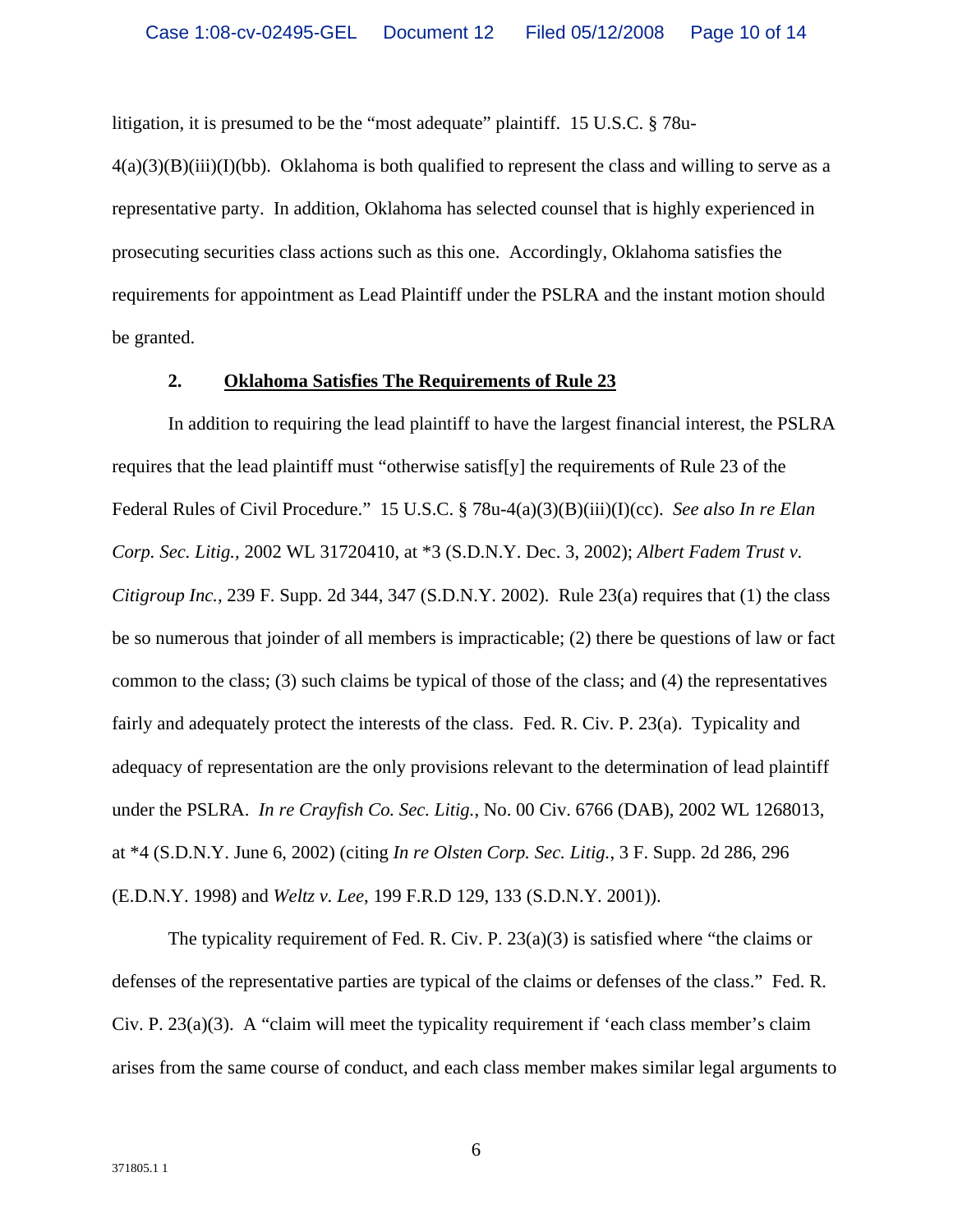litigation, it is presumed to be the "most adequate" plaintiff. 15 U.S.C. § 78u-4(a)(3)(B)(iii)(I)(bb). Oklahoma is both qualified to represent the class and willing to serve as a representative party. In addition, Oklahoma has selected counsel that is highly experienced in prosecuting securities class actions such as this one. Accordingly, Oklahoma satisfies the requirements for appointment as Lead Plaintiff under the PSLRA and the instant motion should be granted.

### 2. **Oklahoma Satisfies The Requirements of Rule 23**

In addition to requiring the lead plaintiff to have the largest financial interest, the PSLRA requires that the lead plaintiff must "otherwise satisf[y] the requirements of Rule 23 of the Federal Rules of Civil Procedure." 15 U.S.C. § 78u-4(a)(3)(B)(iii)(I)(cc). *See also In re Elan Corp. Sec. Litig.*, 2002 WL 31720410, at *3 (S.D.N.Y. Dec. 3, 2002); *Albert Fadem Trust v. Citigroup Inc.*, 239 F. Supp. 2d 344, 347 (S.D.N.Y. 2002). Rule 23(a) requires that (1) the class be so numerous that joinder of all members is impracticable; (2) there be questions of law or fact common to the class; (3) such claims be typical of those of the class; and (4) the representatives fairly and adequately protect the interests of the class. Fed. R. Civ. P. 23(a). Typicality and adequacy of representation are the only provisions relevant to the determination of lead plaintiff under the PSLRA. *In re Crayfish Co. Sec. Litig.*, No. 00 Civ. 6766 (DAB), 2002 WL 1268013, at *4 (S.D.N.Y. June 6, 2002) (citing *In re Olsten Corp. Sec. Litig.*, 3 F. Supp. 2d 286, 296 (E.D.N.Y. 1998) and *Weltz v. Lee*, 199 F.R.D 129, 133 (S.D.N.Y. 2001)).

The typicality requirement of Fed. R. Civ. P. 23(a)(3) is satisfied where "the claims or defenses of the representative parties are typical of the claims or defenses of the class." Fed. R. Civ. P. 23(a)(3). A "claim will meet the typicality requirement if 'each class member's claim arises from the same course of conduct, and each class member makes similar legal arguments to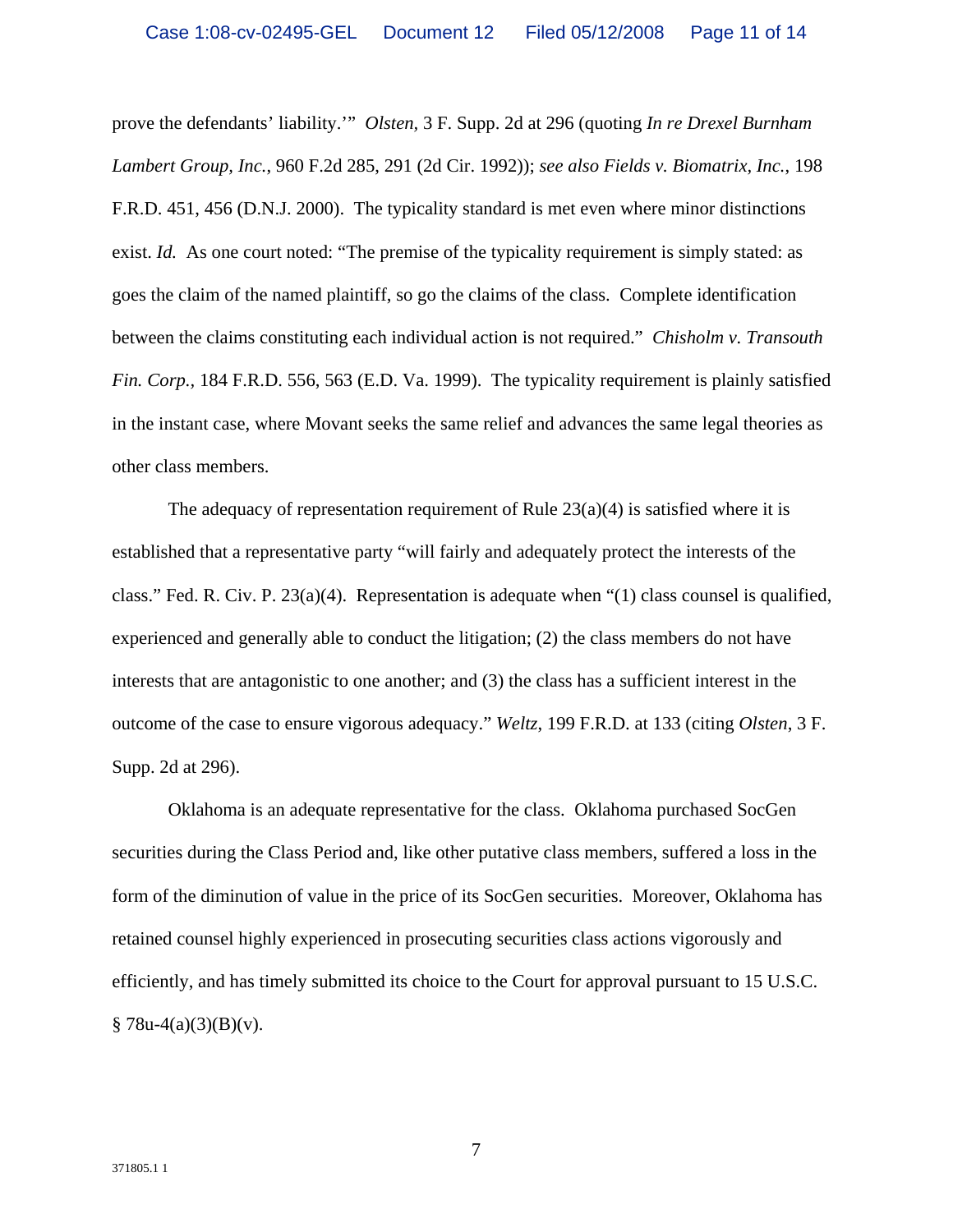prove the defendants' liability.'" *Olsten*, 3 F. Supp. 2d at 296 (quoting *In re Drexel Burnham Lambert Group, Inc.*, 960 F.2d 285, 291 (2d Cir. 1992)); *see also Fields v. Biomatrix, Inc.*, 198 F.R.D. 451, 456 (D.N.J. 2000). The typicality standard is met even where minor distinctions exist. *Id.* As one court noted: "The premise of the typicality requirement is simply stated: as goes the claim of the named plaintiff, so go the claims of the class. Complete identification between the claims constituting each individual action is not required." *Chisholm v. Transouth Fin. Corp.*, 184 F.R.D. 556, 563 (E.D. Va. 1999). The typicality requirement is plainly satisfied in the instant case, where Movant seeks the same relief and advances the same legal theories as other class members.

The adequacy of representation requirement of Rule 23(a)(4) is satisfied where it is established that a representative party "will fairly and adequately protect the interests of the class." Fed. R. Civ. P. 23(a)(4). Representation is adequate when "(1) class counsel is qualified, experienced and generally able to conduct the litigation; (2) the class members do not have interests that are antagonistic to one another; and (3) the class has a sufficient interest in the outcome of the case to ensure vigorous adequacy." *Weltz*, 199 F.R.D. at 133 (citing *Olsten*, 3 F. Supp. 2d at 296).

Oklahoma is an adequate representative for the class. Oklahoma purchased SocGen securities during the Class Period and, like other putative class members, suffered a loss in the form of the diminution of value in the price of its SocGen securities. Moreover, Oklahoma has retained counsel highly experienced in prosecuting securities class actions vigorously and efficiently, and has timely submitted its choice to the Court for approval pursuant to 15 U.S.C. § 78u-4(a)(3)(B)(v).

371805.1 1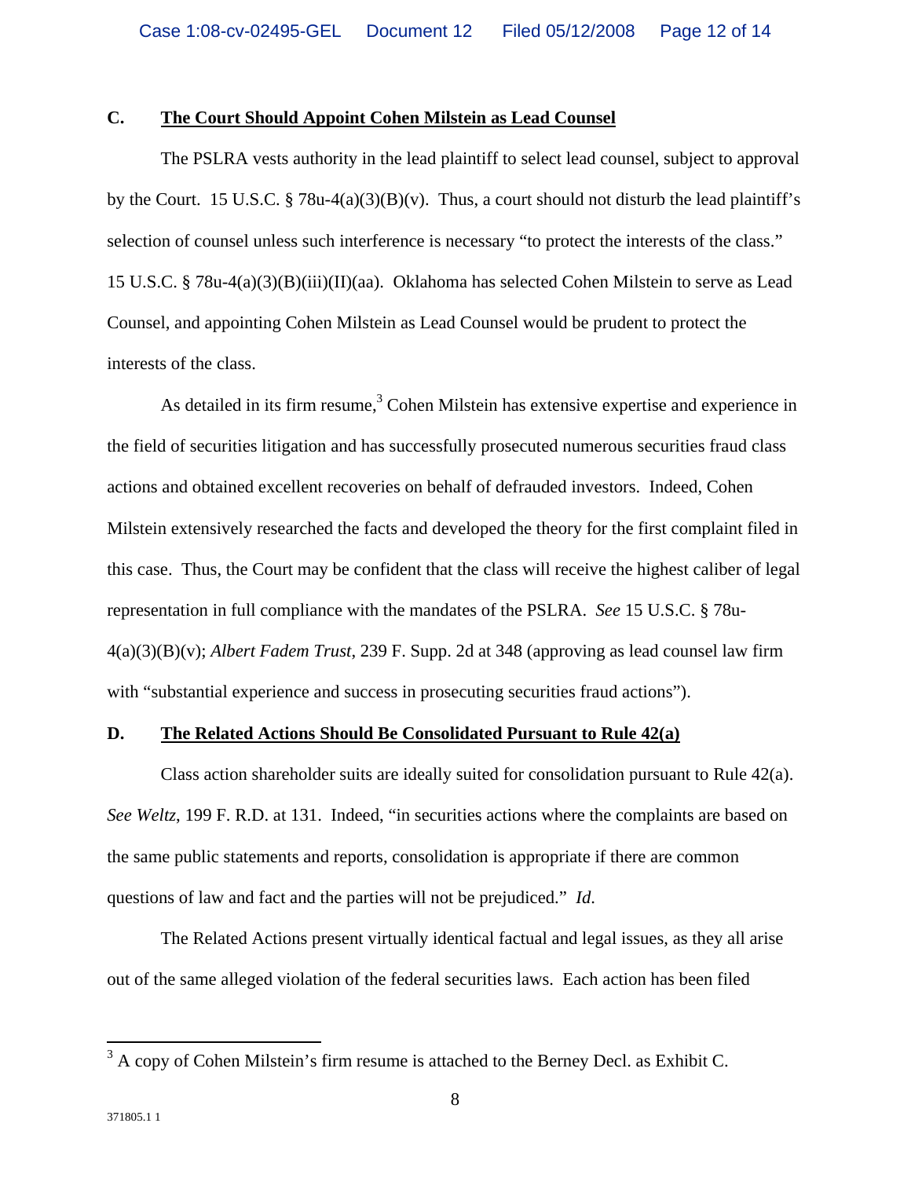### C. <u>The Court Should Appoint Cohen Milstein as Lead Counsel</u>

The PSLRA vests authority in the lead plaintiff to select lead counsel, subject to approval by the Court. 15 U.S.C. § 78u-4(a)(3)(B)(v). Thus, a court should not disturb the lead plaintiff's selection of counsel unless such interference is necessary "to protect the interests of the class." 15 U.S.C. § 78u-4(a)(3)(B)(iii)(II)(aa). Oklahoma has selected Cohen Milstein to serve as Lead Counsel, and appointing Cohen Milstein as Lead Counsel would be prudent to protect the interests of the class.

As detailed in its firm resume,[3] Cohen Milstein has extensive expertise and experience in the field of securities litigation and has successfully prosecuted numerous securities fraud class actions and obtained excellent recoveries on behalf of defrauded investors. Indeed, Cohen Milstein extensively researched the facts and developed the theory for the first complaint filed in this case. Thus, the Court may be confident that the class will receive the highest caliber of legal representation in full compliance with the mandates of the PSLRA. *See* 15 U.S.C. § 78u-4(a)(3)(B)(v); *Albert Fadem Trust*, 239 F. Supp. 2d at 348 (approving as lead counsel law firm with "substantial experience and success in prosecuting securities fraud actions").

### D. <u>The Related Actions Should Be Consolidated Pursuant to Rule 42(a)</u>

Class action shareholder suits are ideally suited for consolidation pursuant to Rule 42(a). *See Weltz*, 199 F. R.D. at 131. Indeed, "in securities actions where the complaints are based on the same public statements and reports, consolidation is appropriate if there are common questions of law and fact and the parties will not be prejudiced." *Id.*

The Related Actions present virtually identical factual and legal issues, as they all arise out of the same alleged violation of the federal securities laws. Each action has been filed

---

[3] A copy of Cohen Milstein's firm resume is attached to the Berney Decl. as Exhibit C.

371805.1 1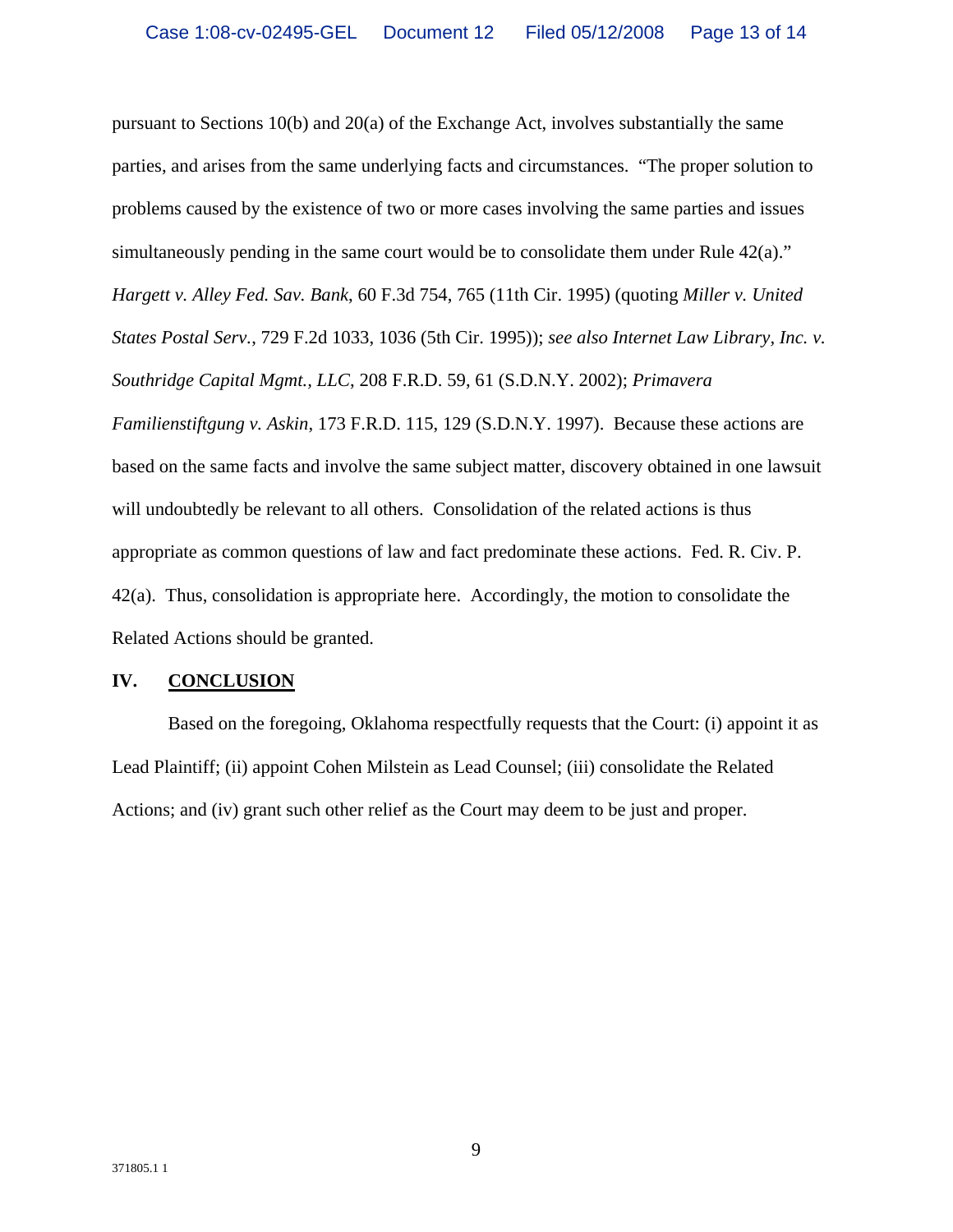pursuant to Sections 10(b) and 20(a) of the Exchange Act, involves substantially the same parties, and arises from the same underlying facts and circumstances. "The proper solution to problems caused by the existence of two or more cases involving the same parties and issues simultaneously pending in the same court would be to consolidate them under Rule 42(a)." *Hargett v. Alley Fed. Sav. Bank*, 60 F.3d 754, 765 (11th Cir. 1995) (quoting *Miller v. United States Postal Serv.*, 729 F.2d 1033, 1036 (5th Cir. 1995)); *see also Internet Law Library, Inc. v. Southridge Capital Mgmt., LLC*, 208 F.R.D. 59, 61 (S.D.N.Y. 2002); *Primavera Familienstiftgung v. Askin*, 173 F.R.D. 115, 129 (S.D.N.Y. 1997). Because these actions are based on the same facts and involve the same subject matter, discovery obtained in one lawsuit will undoubtedly be relevant to all others. Consolidation of the related actions is thus appropriate as common questions of law and fact predominate these actions. Fed. R. Civ. P. 42(a). Thus, consolidation is appropriate here. Accordingly, the motion to consolidate the Related Actions should be granted.

## IV. CONCLUSION

Based on the foregoing, Oklahoma respectfully requests that the Court: (i) appoint it as Lead Plaintiff; (ii) appoint Cohen Milstein as Lead Counsel; (iii) consolidate the Related Actions; and (iv) grant such other relief as the Court may deem to be just and proper.

371805.1 1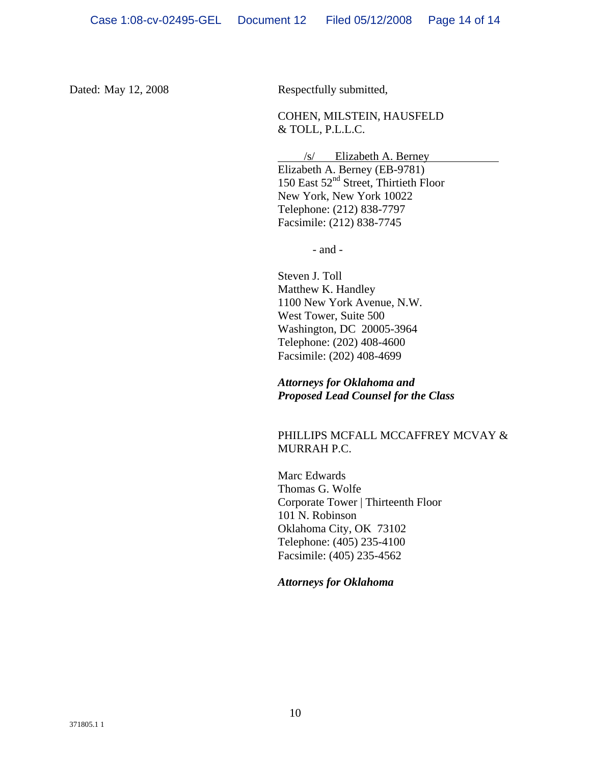Dated: May 12, 2008

Respectfully submitted,

COHEN, MILSTEIN, HAUSFELD
& TOLL, P.L.L.C.

/s/ Elizabeth A. Berney
Elizabeth A. Berney (EB-9781)
150 East 52nd Street, Thirtieth Floor
New York, New York 10022
Telephone: (212) 838-7797
Facsimile: (212) 838-7745

- and -

Steven J. Toll
Matthew K. Handley
1100 New York Avenue, N.W.
West Tower, Suite 500
Washington, DC 20005-3964
Telephone: (202) 408-4600
Facsimile: (202) 408-4699

***Attorneys for Oklahoma and Proposed Lead Counsel for the Class***

PHILLIPS MCFALL MCCAFFREY MCVAY &
MURRAH P.C.

Marc Edwards
Thomas G. Wolfe
Corporate Tower | Thirteenth Floor
101 N. Robinson
Oklahoma City, OK 73102
Telephone: (405) 235-4100
Facsimile: (405) 235-4562

***Attorneys for Oklahoma***

371805.1 1